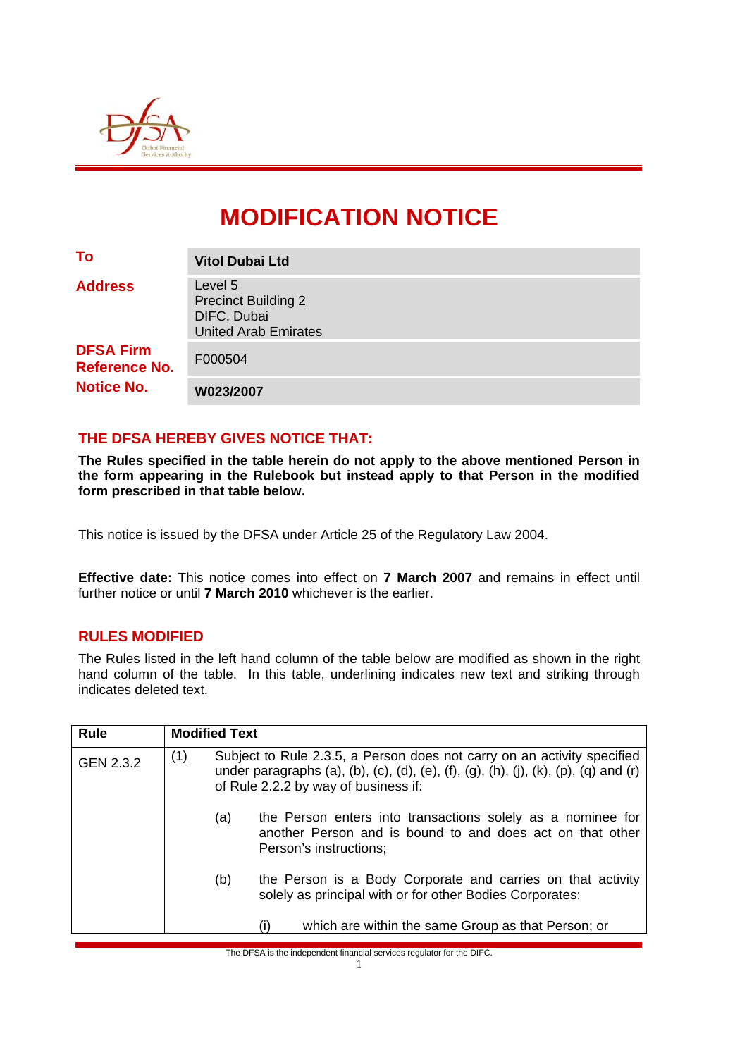# MODIFICATION NOTICE

| | |
|---|---|
| **To** | **Vitol Dubai Ltd** |
| **Address** | Level 5<br>Precinct Building 2<br>DIFC, Dubai<br>United Arab Emirates |
| **DFSA Firm Reference No.** | F000504 |
| **Notice No.** | **W023/2007** |

## THE DFSA HEREBY GIVES NOTICE THAT:

**The Rules specified in the table herein do not apply to the above mentioned Person in the form appearing in the Rulebook but instead apply to that Person in the modified form prescribed in that table below.**

This notice is issued by the DFSA under Article 25 of the Regulatory Law 2004.

**Effective date:** This notice comes into effect on **7 March 2007** and remains in effect until further notice or until **7 March 2010** whichever is the earlier.

## RULES MODIFIED

The Rules listed in the left hand column of the table below are modified as shown in the right hand column of the table. In this table, underlining indicates new text and striking through indicates deleted text.

| Rule | Modified Text |
|---|---|
| GEN 2.3.2 | <u>(1)</u> Subject to Rule 2.3.5, a Person does not carry on an activity specified under paragraphs (a), (b), (c), (d), (e), (f), (g), (h), (j), (k), (p), (q) and (r) of Rule 2.2.2 by way of business if:<br><br>(a) the Person enters into transactions solely as a nominee for another Person and is bound to and does act on that other Person's instructions;<br><br>(b) the Person is a Body Corporate and carries on that activity solely as principal with or for other Bodies Corporates:<br><br>(i) which are within the same Group as that Person; or |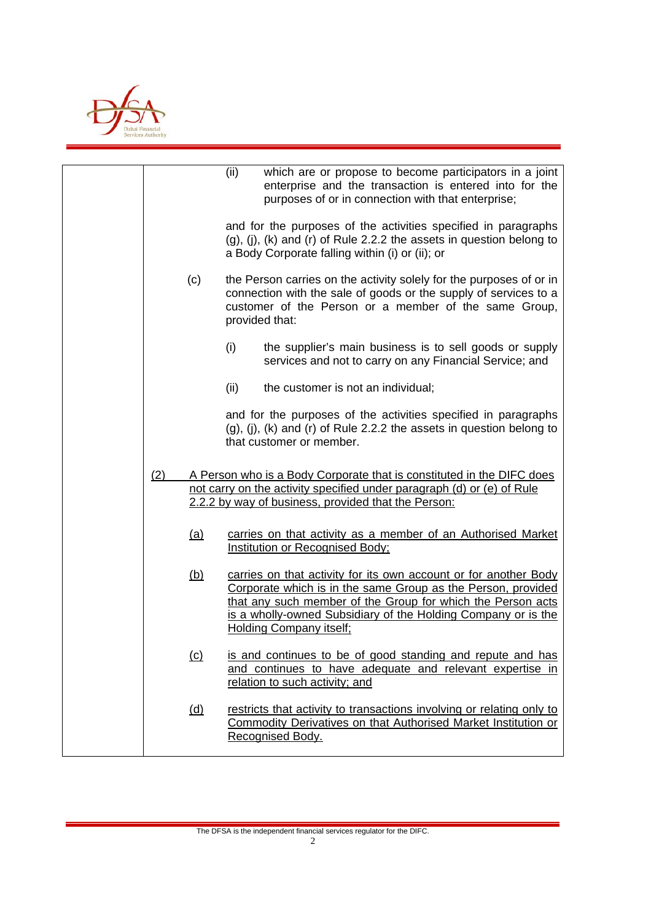(ii) which are or propose to become participants in a joint enterprise and the transaction is entered into for the purposes of or in connection with that enterprise;

and for the purposes of the activities specified in paragraphs (g), (j), (k) and (r) of Rule 2.2.2 the assets in question belong to a Body Corporate falling within (i) or (ii); or

(c) the Person carries on the activity solely for the purposes of or in connection with the sale of goods or the supply of services to a customer of the Person or a member of the same Group, provided that:

(i) the supplier's main business is to sell goods or supply services and not to carry on any Financial Service; and

(ii) the customer is not an individual;

and for the purposes of the activities specified in paragraphs (g), (j), (k) and (r) of Rule 2.2.2 the assets in question belong to that customer or member.

<u>(2) A Person who is a Body Corporate that is constituted in the DIFC does not carry on the activity specified under paragraph (d) or (e) of Rule 2.2.2 by way of business, provided that the Person:</u>

<u>(a) carries on that activity as a member of an Authorised Market Institution or Recognised Body;</u>

<u>(b) carries on that activity for its own account or for another Body Corporate which is in the same Group as the Person, provided that any such member of the Group for which the Person acts is a wholly-owned Subsidiary of the Holding Company or is the Holding Company itself;</u>

<u>(c) is and continues to be of good standing and repute and has and continues to have adequate and relevant expertise in relation to such activity; and</u>

<u>(d) restricts that activity to transactions involving or relating only to Commodity Derivatives on that Authorised Market Institution or Recognised Body.</u>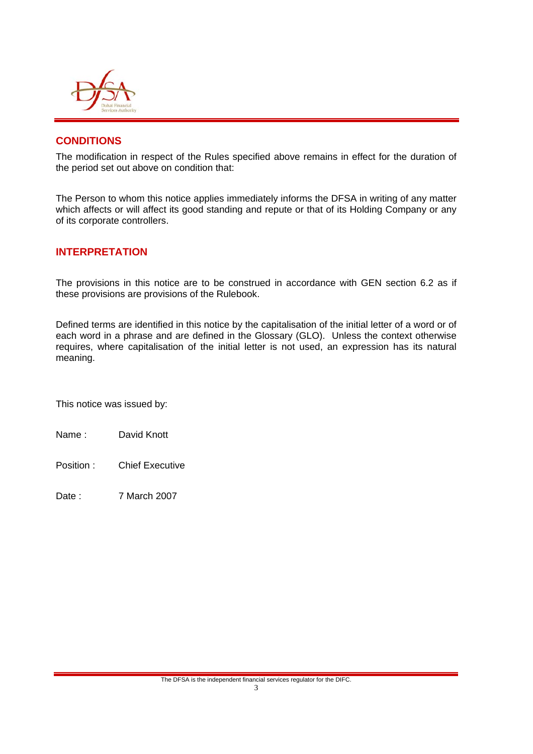## CONDITIONS

The modification in respect of the Rules specified above remains in effect for the duration of the period set out above on condition that:

The Person to whom this notice applies immediately informs the DFSA in writing of any matter which affects or will affect its good standing and repute or that of its Holding Company or any of its corporate controllers.

## INTERPRETATION

The provisions in this notice are to be construed in accordance with GEN section 6.2 as if these provisions are provisions of the Rulebook.

Defined terms are identified in this notice by the capitalisation of the initial letter of a word or of each word in a phrase and are defined in the Glossary (GLO). Unless the context otherwise requires, where capitalisation of the initial letter is not used, an expression has its natural meaning.

This notice was issued by:

Name : David Knott

Position : Chief Executive

Date : 7 March 2007